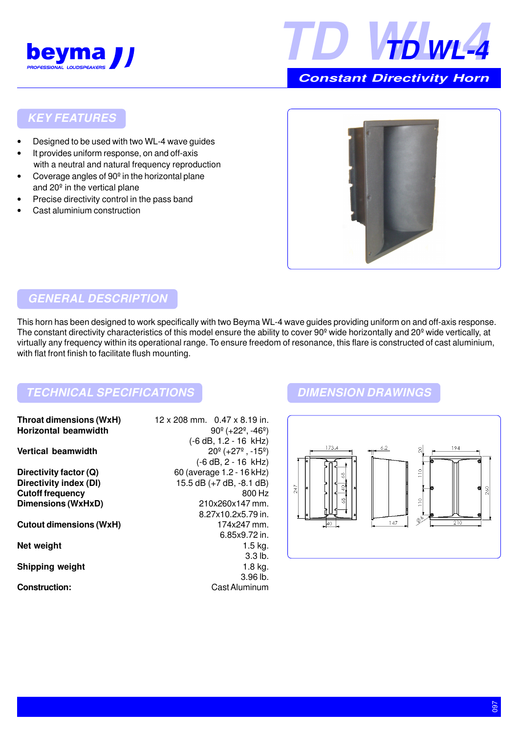beyma PROFESSIONAL LOUDSPEAKERS

# TD WL-4

## Constant Directivity Horn

## KEY FEATURES

- Designed to be used with two WL-4 wave guides
- It provides uniform response, on and off-axis with a neutral and natural frequency reproduction
- Coverage angles of 90º in the horizontal plane and 20º in the vertical plane
- Precise directivity control in the pass band
- Cast aluminium construction

## GENERAL DESCRIPTION

This horn has been designed to work specifically with two Beyma WL-4 wave guides providing uniform on and off-axis response. The constant directivity characteristics of this model ensure the ability to cover 90º wide horizontally and 20º wide vertically, at virtually any frequency within its operational range. To ensure freedom of resonance, this flare is constructed of cast aluminium, with flat front finish to facilitate flush mounting.

## TECHNICAL SPECIFICATIONS

| | |
|---|---|
| **Throat dimensions (WxH)** | 12 x 208 mm. 0.47 x 8.19 in. |
| **Horizontal beamwidth** | 90º (+22º, -46º) (-6 dB, 1.2 - 16 kHz) |
| **Vertical beamwidth** | 20º (+27º , -15º) (-6 dB, 2 - 16 kHz) |
| **Directivity factor (Q)** | 60 (average 1.2 - 16 kHz) |
| **Directivity index (DI)** | 15.5 dB (+7 dB, -8.1 dB) |
| **Cutoff frequency** | 800 Hz |
| **Dimensions (WxHxD)** | 210x260x147 mm. 8.27x10.2x5.79 in. |
| **Cutout dimensions (WxH)** | 174x247 mm. 6.85x9.72 in. |
| **Net weight** | 1.5 kg. 3.3 lb. |
| **Shipping weight** | 1.8 kg. 3.96 lb. |
| **Construction:** | Cast Aluminum |

## DIMENSION DRAWINGS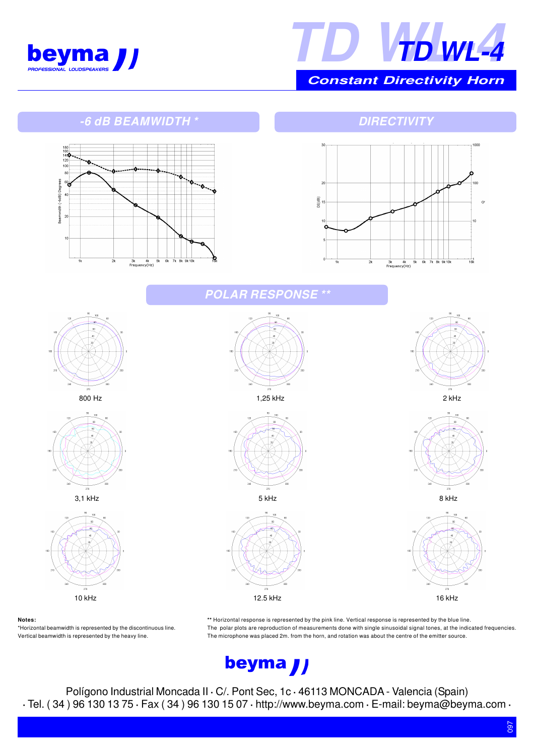# TD WL-4

## Constant Directivity Horn

## -6 dB BEAMWIDTH *

180
160
140
120
100
80
60
40
20
10

Beamwidth (-6dB) Degrees

1k 2k 3k 4k 5k 6k 7k 8k 9k 10k 16k

Frequency(Hz)

## DIRECTIVITY

30
20
15
10
5
0

DI (dB)

1000
100
10
1

Q

1k 2k 3k 4k 5k 6k 7k 8k 9k 10k 16k

Frequency(Hz)

## POLAR RESPONSE **

800 Hz

1,25 kHz

2 kHz

3,1 kHz

5 kHz

8 kHz

10 kHz

12.5 kHz

16 kHz

**Notes:**

*Horizontal beamwidth is represented by the discontinuous line.
Vertical beamwidth is represented by the heavy line.

** Horizontal response is represented by the pink line. Vertical response is represented by the blue line.
The polar plots are reproduction of measurements done with single sinusoidal signal tones, at the indicated frequencies.
The microphone was placed 2m. from the horn, and rotation was about the centre of the emitter source.

beyma

Polígono Industrial Moncada II · C/. Pont Sec, 1c · 46113 MONCADA - Valencia (Spain)
· Tel. ( 34 ) 96 130 13 75 · Fax ( 34 ) 96 130 15 07 · http://www.beyma.com · E-mail: beyma@beyma.com ·